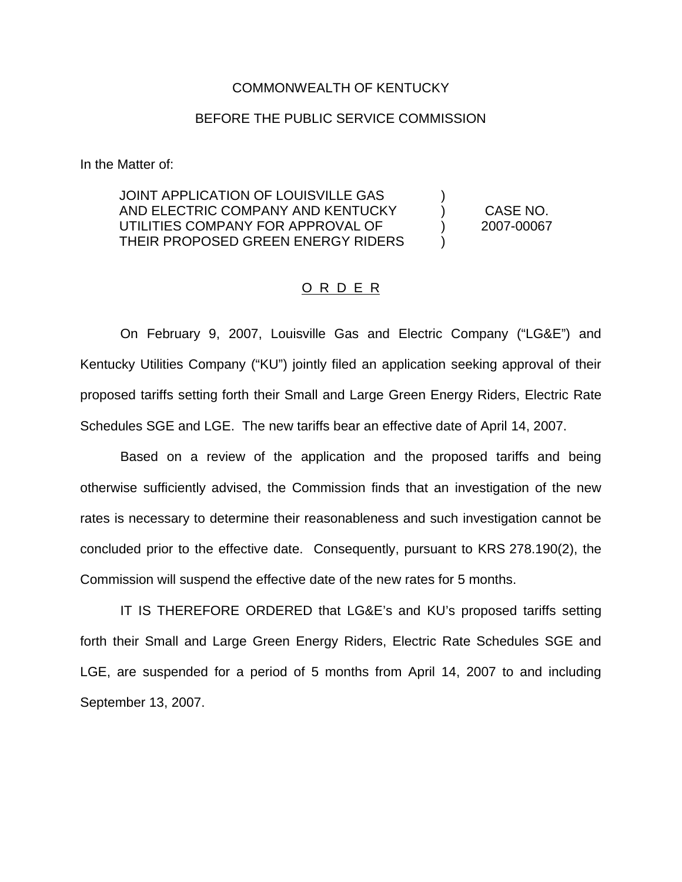COMMONWEALTH OF KENTUCKY

BEFORE THE PUBLIC SERVICE COMMISSION

In the Matter of:

| | | |
|---|---|---|
| JOINT APPLICATION OF LOUISVILLE GAS AND ELECTRIC COMPANY AND KENTUCKY UTILITIES COMPANY FOR APPROVAL OF THEIR PROPOSED GREEN ENERGY RIDERS | ) ) ) ) | CASE NO. 2007-00067 |

## O R D E R

On February 9, 2007, Louisville Gas and Electric Company ("LG&E") and Kentucky Utilities Company ("KU") jointly filed an application seeking approval of their proposed tariffs setting forth their Small and Large Green Energy Riders, Electric Rate Schedules SGE and LGE. The new tariffs bear an effective date of April 14, 2007.

Based on a review of the application and the proposed tariffs and being otherwise sufficiently advised, the Commission finds that an investigation of the new rates is necessary to determine their reasonableness and such investigation cannot be concluded prior to the effective date. Consequently, pursuant to KRS 278.190(2), the Commission will suspend the effective date of the new rates for 5 months.

IT IS THEREFORE ORDERED that LG&E's and KU's proposed tariffs setting forth their Small and Large Green Energy Riders, Electric Rate Schedules SGE and LGE, are suspended for a period of 5 months from April 14, 2007 to and including September 13, 2007.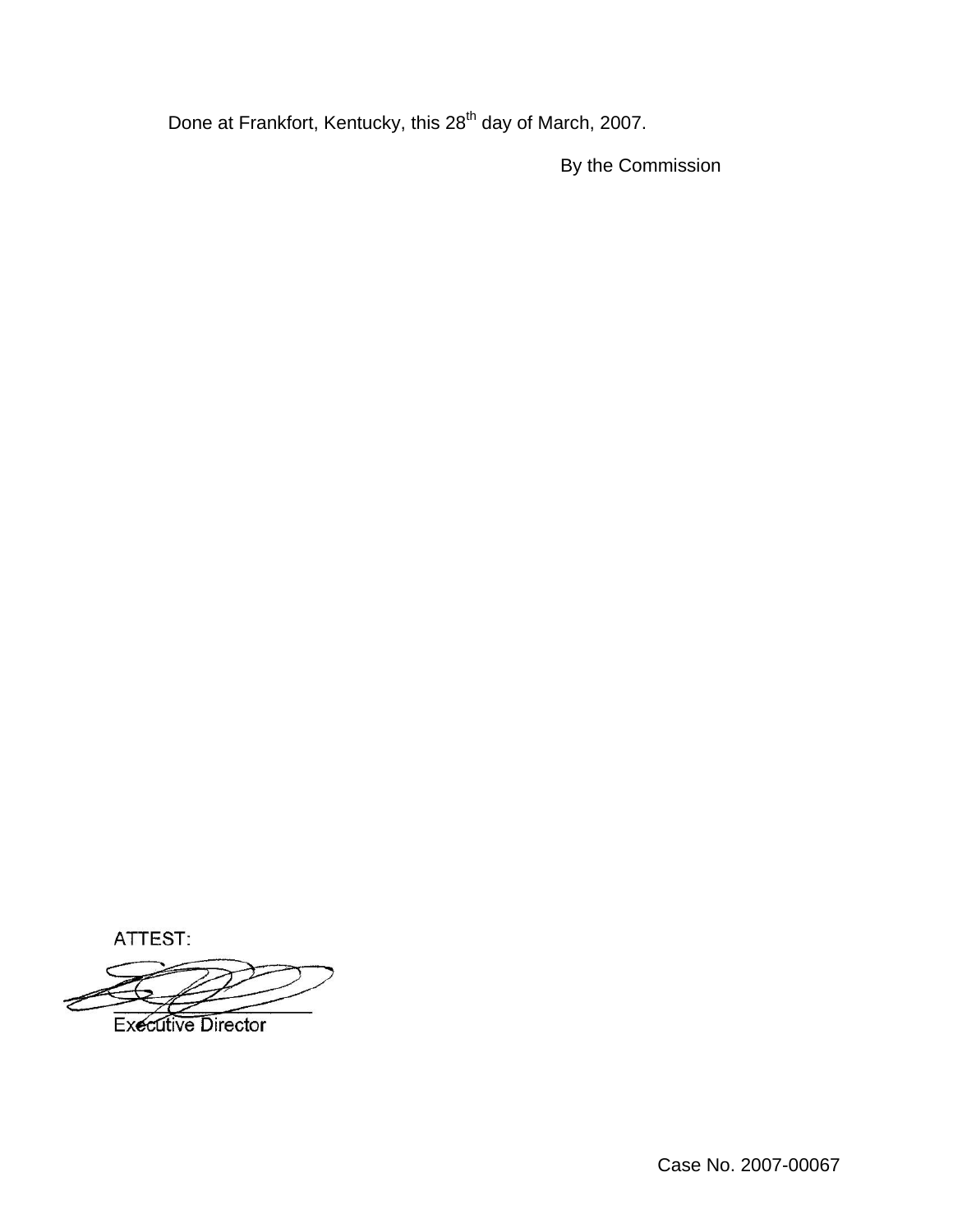Done at Frankfort, Kentucky, this 28th day of March, 2007.

By the Commission

ATTEST:

Executive Director

Case No. 2007-00067